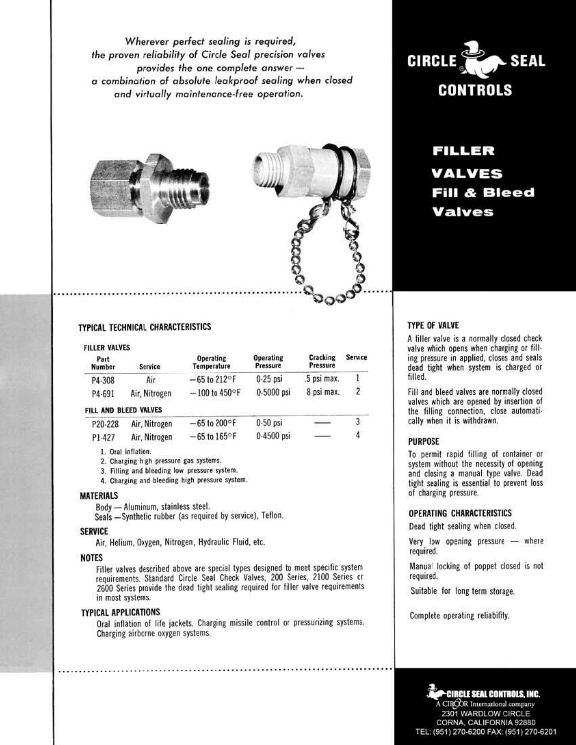*Wherever perfect sealing is required, the proven reliability of Circle Seal precision valves provides the one complete answer — a combination of absolute leakproof sealing when closed and virtually maintenance-free operation.*

**CIRCLE SEAL CONTROLS**

# FILLER VALVES
# Fill & Bleed Valves

## TYPICAL TECHNICAL CHARACTERISTICS

| Part Number | Service | Operating Temperature | Operating Pressure | Cracking Pressure | Service |
|---|---|---|---|---|---|
| **FILLER VALVES** | | | | | |
| P4-308 | Air | −65 to 212°F | 0-25 psi | .5 psi max. | 1 |
| P4-691 | Air, Nitrogen | −100 to 450°F | 0-5000 psi | 8 psi max. | 2 |
| **FILL AND BLEED VALVES** | | | | | |
| P20-228 | Air, Nitrogen | −65 to 200°F | 0-50 psi | — | 3 |
| P1-427 | Air, Nitrogen | −65 to 165°F | 0-4500 psi | — | 4 |

1. Oral inflation.
2. Charging high pressure gas systems.
3. Filling and bleeding low pressure system.
4. Charging and bleeding high pressure system.

### MATERIALS

Body — Aluminum, stainless steel.
Seals — Synthetic rubber (as required by service), Teflon.

### SERVICE

Air, Helium, Oxygen, Nitrogen, Hydraulic Fluid, etc.

### NOTES

Filler valves described above are special types designed to meet specific system requirements. Standard Circle Seal Check Valves, 200 Series, 2100 Series or 2600 Series provide the dead tight sealing required for filler valve requirements in most systems.

### TYPICAL APPLICATIONS

Oral inflation of life jackets. Charging missile control or pressurizing systems. Charging airborne oxygen systems.

### TYPE OF VALVE

A filler valve is a normally closed check valve which opens when charging or filling pressure in applied, closes and seals dead tight when system is charged or filled.

Fill and bleed valves are normally closed valves which are opened by insertion of the filling connection, close automatically when it is withdrawn.

### PURPOSE

To permit rapid filling of container or system without the necessity of opening and closing a manual type valve. Dead tight sealing is essential to prevent loss of charging pressure.

### OPERATING CHARACTERISTICS

Dead tight sealing when closed.

Very low opening pressure — where required.

Manual locking of poppet closed is not required.

Suitable for long term storage.

Complete operating reliability.

**CIRCLE SEAL CONTROLS, INC.**
A CIRCOR International company
2301 WARDLOW CIRCLE
CORNA, CALIFORNIA 92880
TEL: (951) 270-6200 FAX: (951) 270-6201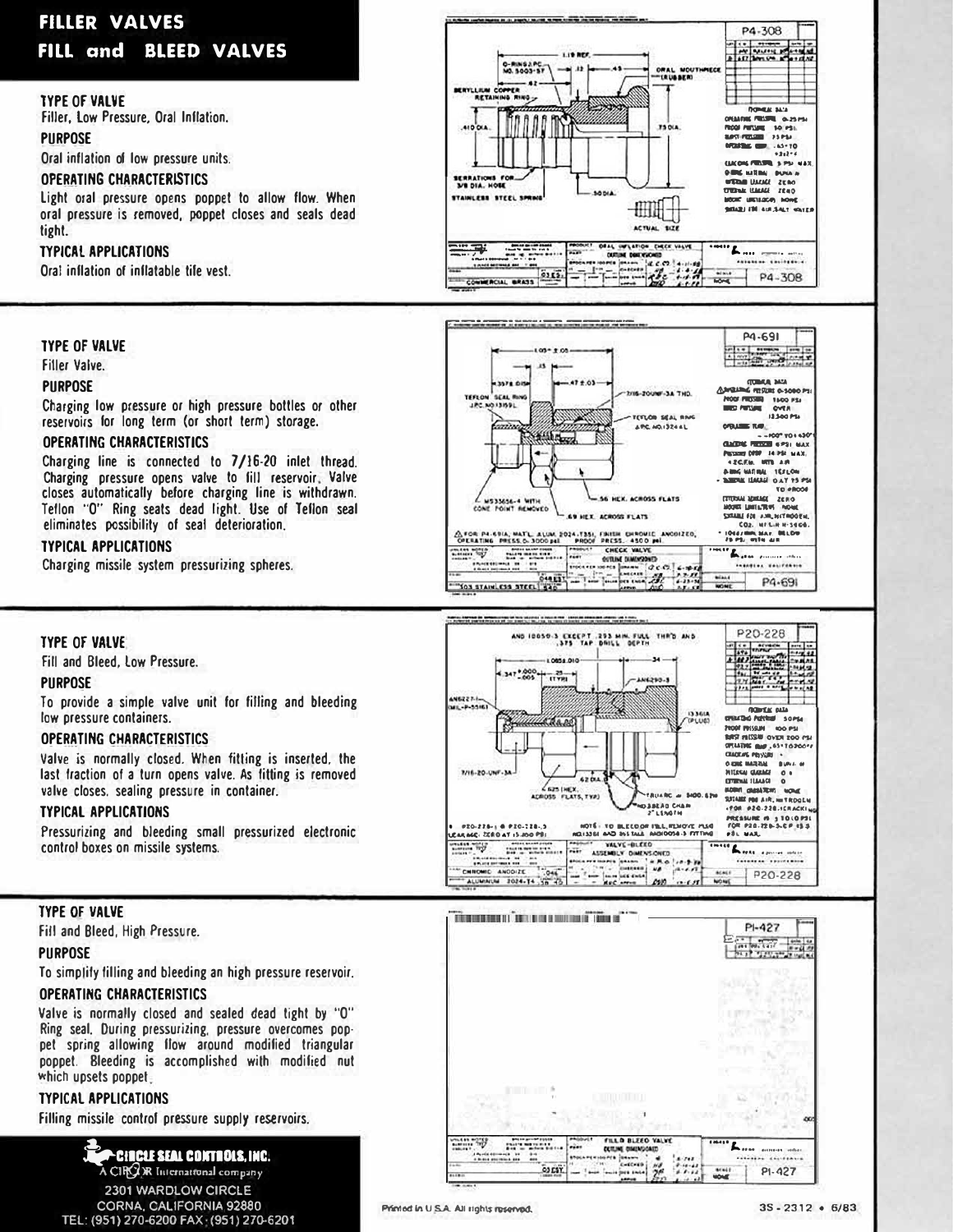# FILLER VALVES
## FILL and BLEED VALVES

**TYPE OF VALVE**

Filler, Low Pressure, Oral Inflation.

**PURPOSE**

Oral inflation of low pressure units.

**OPERATING CHARACTERISTICS**

Light oral pressure opens poppet to allow flow. When oral pressure is removed, poppet closes and seals dead tight.

**TYPICAL APPLICATIONS**

Oral inflation of inflatable life vest.

P4-308

ORAL INFLATION CHECK VALVE

OUTLINE DIMENSIONED

COMMERCIAL BRASS

ACTUAL SIZE

TECHNICAL DATA
OPERATING PRESSURE 0-25 PSI
PROOF PRESSURE 50 PSI
BURST PRESSURE 75 PSI
OPERATING TEMP. -65° TO +212°F
CRACKING PRESSURE 5 PSI MAX.
O-RING MATERIAL BUNA-N
INTERNAL LEAKAGE ZERO
EXTERNAL LEAKAGE ZERO
MEDIA LIMITATIONS NONE
SUITABLE FOR AIR, SALT WATER

---

**TYPE OF VALVE**

Filler Valve.

**PURPOSE**

Charging low pressure or high pressure bottles or other reservoirs for long term (or short term) storage.

**OPERATING CHARACTERISTICS**

Charging line is connected to 7/16-20 inlet thread. Charging pressure opens valve to fill reservoir. Valve closes automatically before charging line is withdrawn. Teflon "O" Ring seats dead tight. Use of Teflon seal eliminates possibility of seal deterioration.

**TYPICAL APPLICATIONS**

Charging missile system pressurizing spheres.

P4-691

CHECK VALVE

OUTLINE DIMENSIONED

303 STAINLESS STEEL

FOR P4-691A; MAT'L. ALUM. 2024-T351, FINISH CHROMIC ANODIZED, OPERATING PRESS. 0-3000 psi, PROOF PRESS. 4500 psi.

---

**TYPE OF VALVE**

Fill and Bleed, Low Pressure.

**PURPOSE**

To provide a simple valve unit for filling and bleeding low pressure containers.

**OPERATING CHARACTERISTICS**

Valve is normally closed. When fitting is inserted, the last fraction of a turn opens valve. As fitting is removed valve closes, sealing pressure in container.

**TYPICAL APPLICATIONS**

Pressurizing and bleeding small pressurized electronic control boxes on missile systems.

P20-228

VALVE-BLEED

ASSEMBLY DIMENSIONED

CHROMIC ANODIZE

ALUMINUM 2024-T4

NOTE - TO BLEED OR FILL, REMOVE PLUG AND INSTALL AN6290-3 FITTING

---

**TYPE OF VALVE**

Fill and Bleed, High Pressure.

**PURPOSE**

To simplify filling and bleeding an high pressure reservoir.

**OPERATING CHARACTERISTICS**

Valve is normally closed and sealed dead tight by "O" Ring seal. During pressurizing, pressure overcomes poppet spring allowing flow around modified triangular poppet. Bleeding is accomplished with modified nut which upsets poppet.

**TYPICAL APPLICATIONS**

Filling missile control pressure supply reservoirs.

P1-427

FILL & BLEED VALVE

OUTLINE DIMENSIONED

---

**CIRCLE SEAL CONTROLS, INC.**
A CIRCOR International company
2301 WARDLOW CIRCLE
CORNA, CALIFORNIA 92880
TEL: (951) 270-6200 FAX: (951) 270-6201

Printed in U.S.A. All rights reserved.

3S-2312 • 6/83